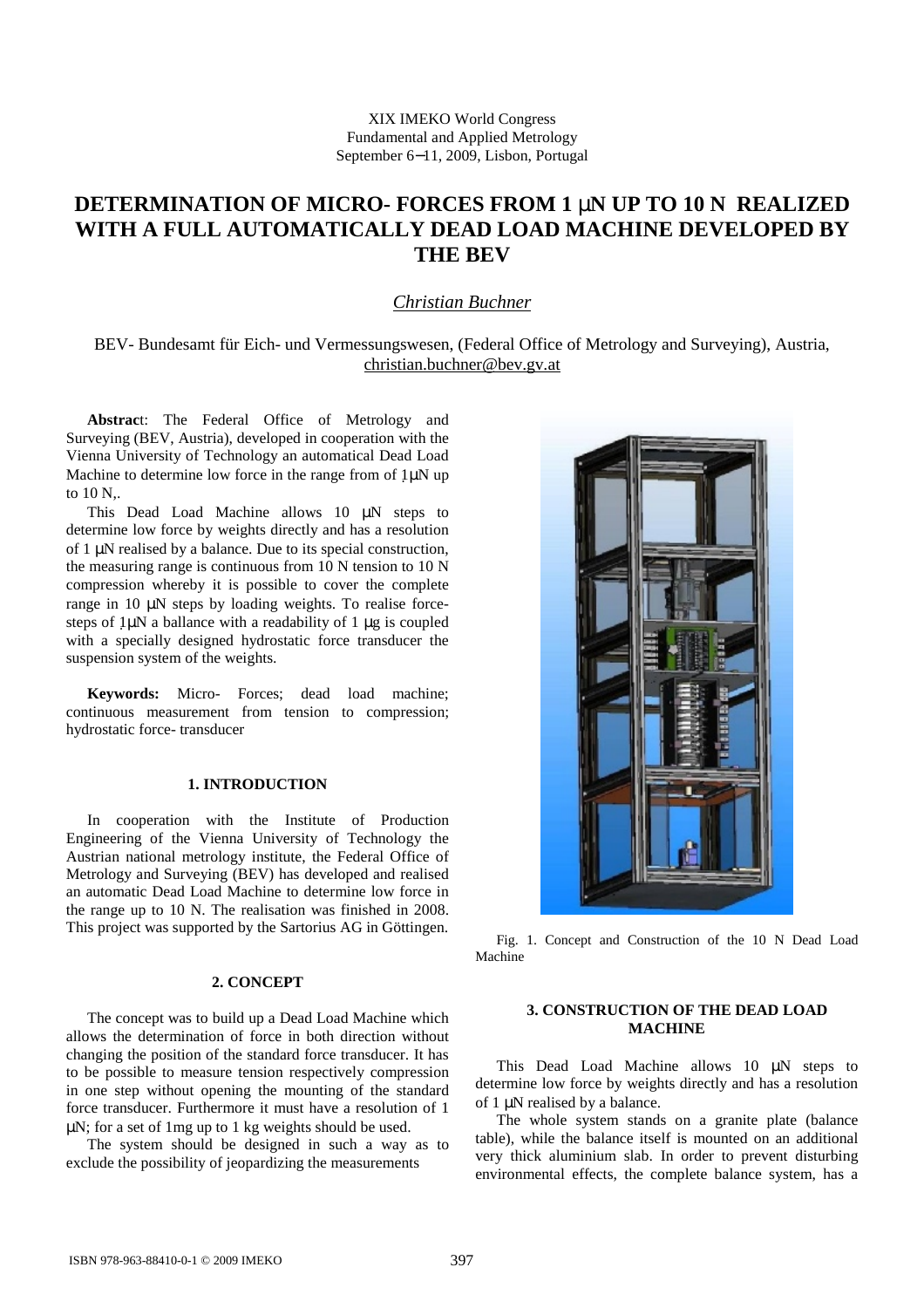XIX IMEKO World Congress
Fundamental and Applied Metrology
September 6−11, 2009, Lisbon, Portugal

# DETERMINATION OF MICRO- FORCES FROM 1 µN UP TO 10 N REALIZED WITH A FULL AUTOMATICALLY DEAD LOAD MACHINE DEVELOPED BY THE BEV

*Christian Buchner*

BEV- Bundesamt für Eich- und Vermessungswesen, (Federal Office of Metrology and Surveying), Austria, christian.buchner@bev.gv.at

**Abstrac**t: The Federal Office of Metrology and Surveying (BEV, Austria), developed in cooperation with the Vienna University of Technology an automatical Dead Load Machine to determine low force in the range from of 1µN up to 10 N,.

This Dead Load Machine allows 10 µN steps to determine low force by weights directly and has a resolution of 1 µN realised by a balance. Due to its special construction, the measuring range is continuous from 10 N tension to 10 N compression whereby it is possible to cover the complete range in 10 µN steps by loading weights. To realise force-steps of 1µN a ballance with a readability of 1 µg is coupled with a specially designed hydrostatic force transducer the suspension system of the weights.

**Keywords:** Micro- Forces; dead load machine; continuous measurement from tension to compression; hydrostatic force- transducer

## 1. INTRODUCTION

In cooperation with the Institute of Production Engineering of the Vienna University of Technology the Austrian national metrology institute, the Federal Office of Metrology and Surveying (BEV) has developed and realised an automatic Dead Load Machine to determine low force in the range up to 10 N. The realisation was finished in 2008. This project was supported by the Sartorius AG in Göttingen.

## 2. CONCEPT

The concept was to build up a Dead Load Machine which allows the determination of force in both direction without changing the position of the standard force transducer. It has to be possible to measure tension respectively compression in one step without opening the mounting of the standard force transducer. Furthermore it must have a resolution of 1 µN; for a set of 1mg up to 1 kg weights should be used.

The system should be designed in such a way as to exclude the possibility of jeopardizing the measurements

Fig. 1. Concept and Construction of the 10 N Dead Load Machine

## 3. CONSTRUCTION OF THE DEAD LOAD MACHINE

This Dead Load Machine allows 10 µN steps to determine low force by weights directly and has a resolution of 1 µN realised by a balance.

The whole system stands on a granite plate (balance table), while the balance itself is mounted on an additional very thick aluminium slab. In order to prevent disturbing environmental effects, the complete balance system, has a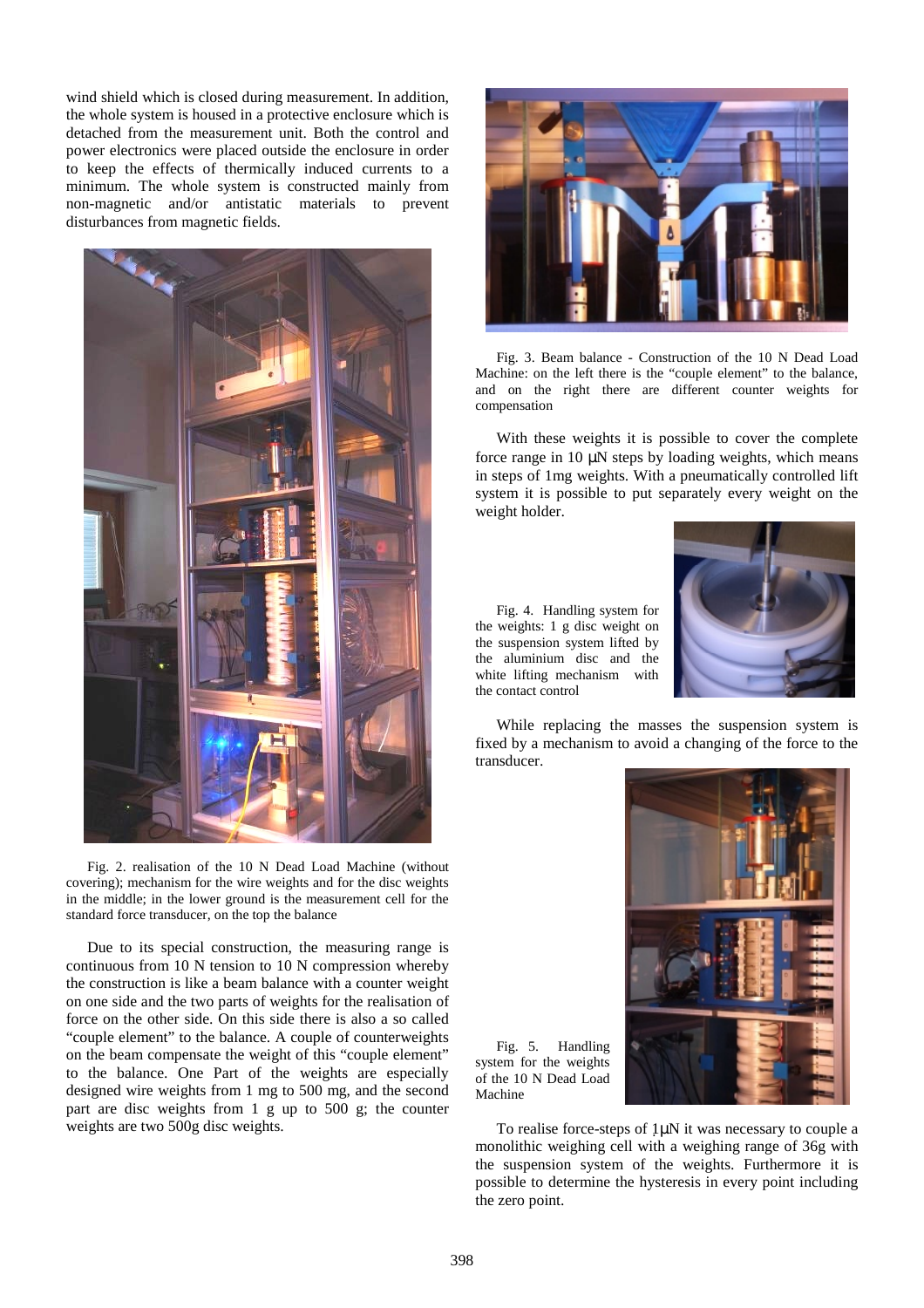wind shield which is closed during measurement. In addition, the whole system is housed in a protective enclosure which is detached from the measurement unit. Both the control and power electronics were placed outside the enclosure in order to keep the effects of thermally induced currents to a minimum. The whole system is constructed mainly from non-magnetic and/or antistatic materials to prevent disturbances from magnetic fields.

Fig. 2. realisation of the 10 N Dead Load Machine (without covering); mechanism for the wire weights and for the disc weights in the middle; in the lower ground is the measurement cell for the standard force transducer, on the top the balance

Due to its special construction, the measuring range is continuous from 10 N tension to 10 N compression whereby the construction is like a beam balance with a counter weight on one side and the two parts of weights for the realisation of force on the other side. On this side there is also a so called "couple element" to the balance. A couple of counterweights on the beam compensate the weight of this "couple element" to the balance. One Part of the weights are especially designed wire weights from 1 mg to 500 mg, and the second part are disc weights from 1 g up to 500 g; the counter weights are two 500g disc weights.

Fig. 3. Beam balance - Construction of the 10 N Dead Load Machine: on the left there is the "couple element" to the balance, and on the right there are different counter weights for compensation

With these weights it is possible to cover the complete force range in 10 µN steps by loading weights, which means in steps of 1mg weights. With a pneumatically controlled lift system it is possible to put separately every weight on the weight holder.

Fig. 4. Handling system for the weights: 1 g disc weight on the suspension system lifted by the aluminium disc and the white lifting mechanism with the contact control

While replacing the masses the suspension system is fixed by a mechanism to avoid a changing of the force to the transducer.

Fig. 5. Handling system for the weights of the 10 N Dead Load Machine

To realise force-steps of 1µN it was necessary to couple a monolithic weighing cell with a weighing range of 36g with the suspension system of the weights. Furthermore it is possible to determine the hysteresis in every point including the zero point.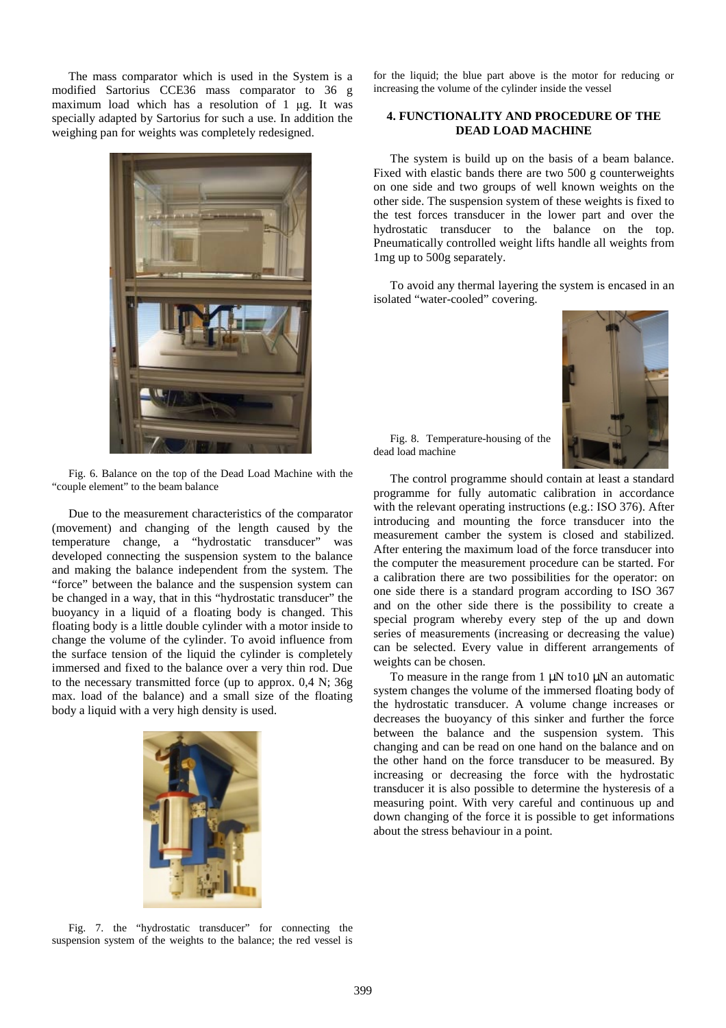The mass comparator which is used in the System is a modified Sartorius CCE36 mass comparator to 36 g maximum load which has a resolution of 1 µg. It was specially adapted by Sartorius for such a use. In addition the weighing pan for weights was completely redesigned.

Fig. 6. Balance on the top of the Dead Load Machine with the "couple element" to the beam balance

Due to the measurement characteristics of the comparator (movement) and changing of the length caused by the temperature change, a "hydrostatic transducer" was developed connecting the suspension system to the balance and making the balance independent from the system. The "force" between the balance and the suspension system can be changed in a way, that in this "hydrostatic transducer" the buoyancy in a liquid of a floating body is changed. This floating body is a little double cylinder with a motor inside to change the volume of the cylinder. To avoid influence from the surface tension of the liquid the cylinder is completely immersed and fixed to the balance over a very thin rod. Due to the necessary transmitted force (up to approx. 0,4 N; 36g max. load of the balance) and a small size of the floating body a liquid with a very high density is used.

Fig. 7. the "hydrostatic transducer" for connecting the suspension system of the weights to the balance; the red vessel is for the liquid; the blue part above is the motor for reducing or increasing the volume of the cylinder inside the vessel

## 4. FUNCTIONALITY AND PROCEDURE OF THE DEAD LOAD MACHINE

The system is build up on the basis of a beam balance. Fixed with elastic bands there are two 500 g counterweights on one side and two groups of well known weights on the other side. The suspension system of these weights is fixed to the test forces transducer in the lower part and over the hydrostatic transducer to the balance on the top. Pneumatically controlled weight lifts handle all weights from 1mg up to 500g separately.

To avoid any thermal layering the system is encased in an isolated "water-cooled" covering.

Fig. 8. Temperature-housing of the dead load machine

The control programme should contain at least a standard programme for fully automatic calibration in accordance with the relevant operating instructions (e.g.: ISO 376). After introducing and mounting the force transducer into the measurement camber the system is closed and stabilized. After entering the maximum load of the force transducer into the computer the measurement procedure can be started. For a calibration there are two possibilities for the operator: on one side there is a standard program according to ISO 367 and on the other side there is the possibility to create a special program whereby every step of the up and down series of measurements (increasing or decreasing the value) can be selected. Every value in different arrangements of weights can be chosen.

To measure in the range from 1 µN to10 µN an automatic system changes the volume of the immersed floating body of the hydrostatic transducer. A volume change increases or decreases the buoyancy of this sinker and further the force between the balance and the suspension system. This changing and can be read on one hand on the balance and on the other hand on the force transducer to be measured. By increasing or decreasing the force with the hydrostatic transducer it is also possible to determine the hysteresis of a measuring point. With very careful and continuous up and down changing of the force it is possible to get informations about the stress behaviour in a point.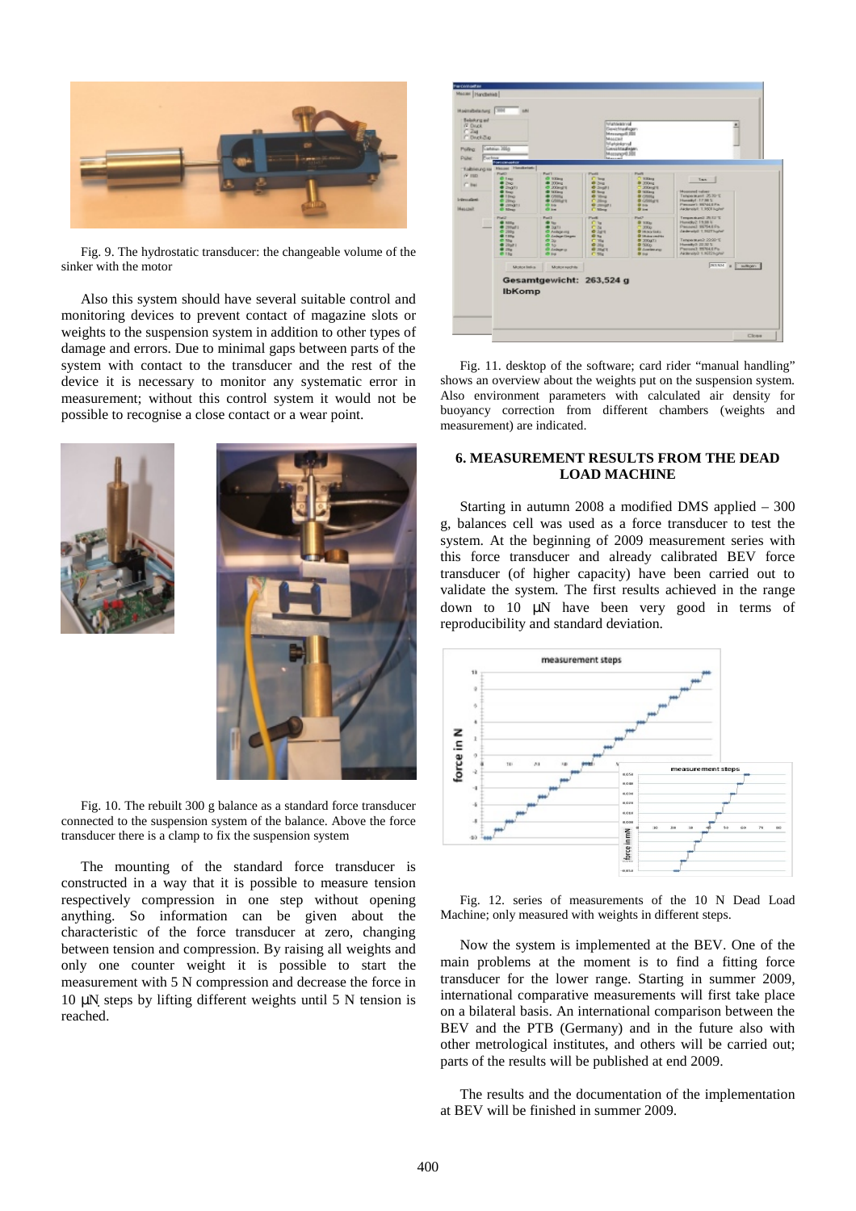Fig. 9. The hydrostatic transducer: the changeable volume of the sinker with the motor

Also this system should have several suitable control and monitoring devices to prevent contact of magazine slots or weights to the suspension system in addition to other types of damage and errors. Due to minimal gaps between parts of the system with contact to the transducer and the rest of the device it is necessary to monitor any systematic error in measurement; without this control system it would not be possible to recognise a close contact or a wear point.

Fig. 10. The rebuilt 300 g balance as a standard force transducer connected to the suspension system of the balance. Above the force transducer there is a clamp to fix the suspension system

The mounting of the standard force transducer is constructed in a way that it is possible to measure tension respectively compression in one step without opening anything. So information can be given about the characteristic of the force transducer at zero, changing between tension and compression. By raising all weights and only one counter weight it is possible to start the measurement with 5 N compression and decrease the force in 10 µN steps by lifting different weights until 5 N tension is reached.

Fig. 11. desktop of the software; card rider "manual handling" shows an overview about the weights put on the suspension system. Also environment parameters with calculated air density for buoyancy correction from different chambers (weights and measurement) are indicated.

## 6. MEASUREMENT RESULTS FROM THE DEAD LOAD MACHINE

Starting in autumn 2008 a modified DMS applied – 300 g, balances cell was used as a force transducer to test the system. At the beginning of 2009 measurement series with this force transducer and already calibrated BEV force transducer (of higher capacity) have been carried out to validate the system. The first results achieved in the range down to 10 µN have been very good in terms of reproducibility and standard deviation.

Fig. 12. series of measurements of the 10 N Dead Load Machine; only measured with weights in different steps.

Now the system is implemented at the BEV. One of the main problems at the moment is to find a fitting force transducer for the lower range. Starting in summer 2009, international comparative measurements will first take place on a bilateral basis. An international comparison between the BEV and the PTB (Germany) and in the future also with other metrological institutes, and others will be carried out; parts of the results will be published at end 2009.

The results and the documentation of the implementation at BEV will be finished in summer 2009.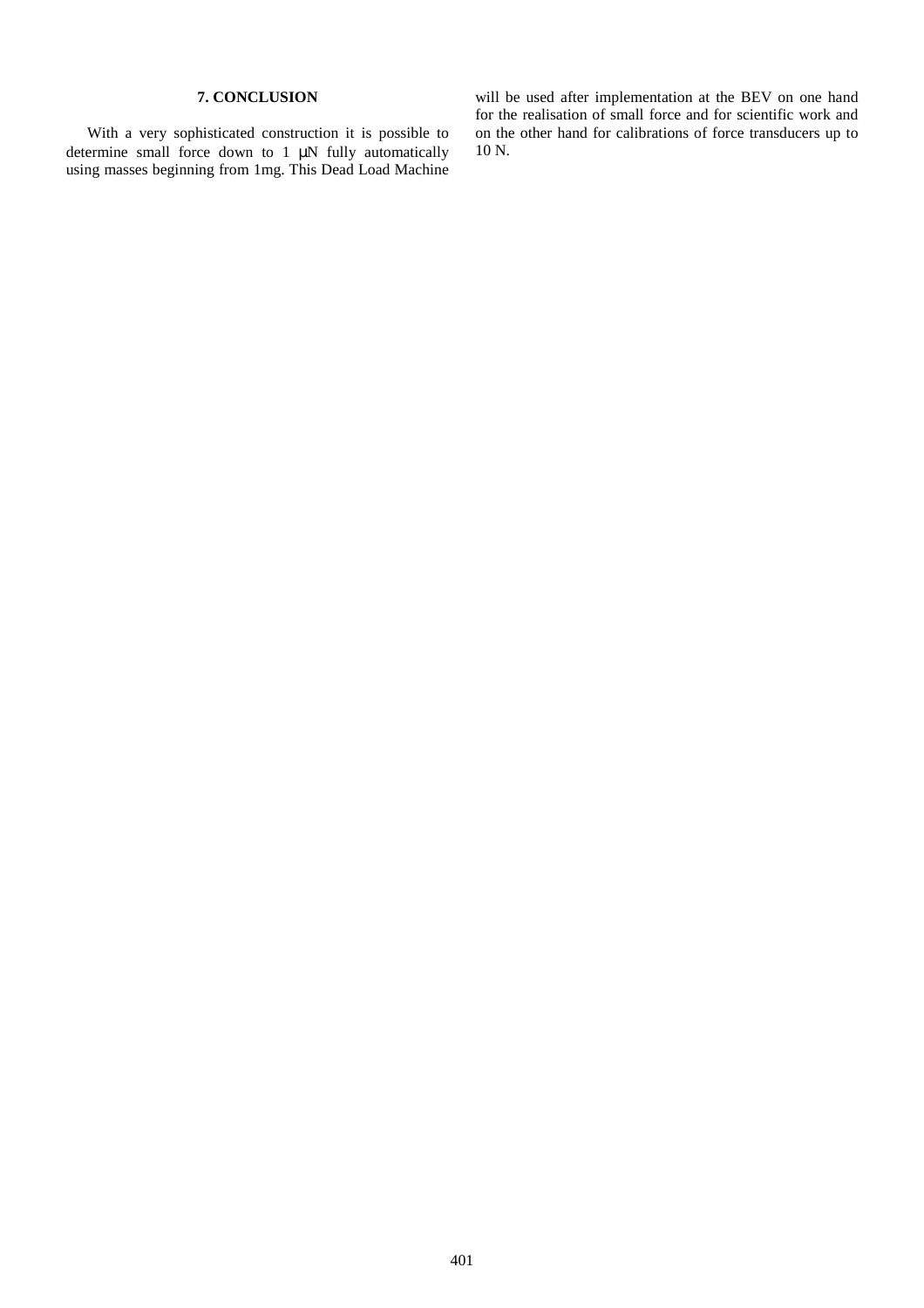## 7. CONCLUSION

With a very sophisticated construction it is possible to determine small force down to 1 µN fully automatically using masses beginning from 1mg. This Dead Load Machine will be used after implementation at the BEV on one hand for the realisation of small force and for scientific work and on the other hand for calibrations of force transducers up to 10 N.